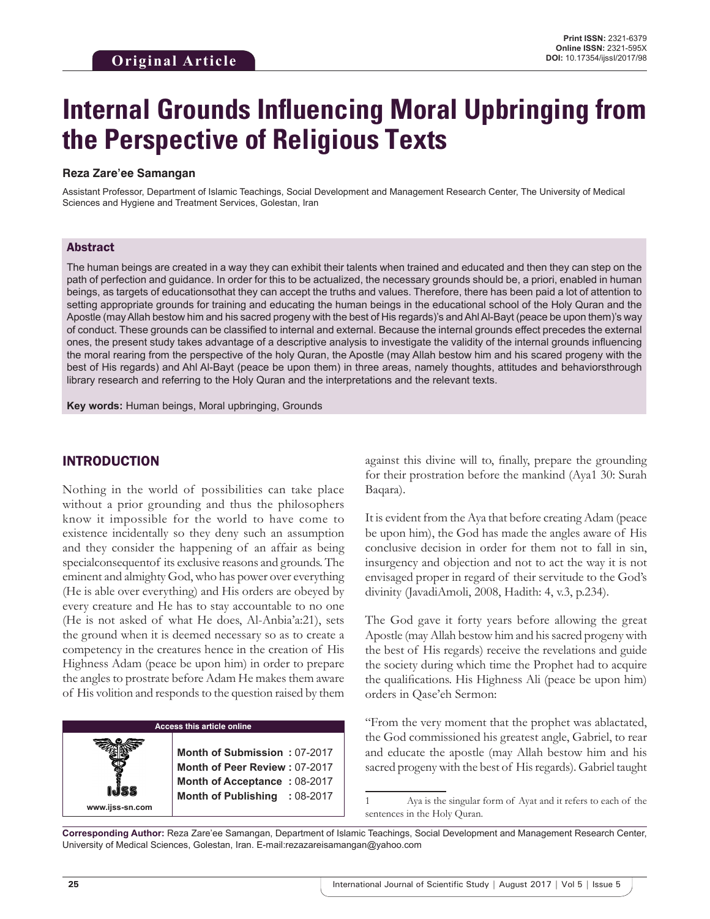Original Article

**Print ISSN:** 2321-6379
**Online ISSN:** 2321-595X
**DOI:** 10.17354/ijssI/2017/98

# Internal Grounds Influencing Moral Upbringing from the Perspective of Religious Texts

**Reza Zare'ee Samangan**

Assistant Professor, Department of Islamic Teachings, Social Development and Management Research Center, The University of Medical Sciences and Hygiene and Treatment Services, Golestan, Iran

## Abstract

The human beings are created in a way they can exhibit their talents when trained and educated and then they can step on the path of perfection and guidance. In order for this to be actualized, the necessary grounds should be, a priori, enabled in human beings, as targets of educationsothat they can accept the truths and values. Therefore, there has been paid a lot of attention to setting appropriate grounds for training and educating the human beings in the educational school of the Holy Quran and the Apostle (may Allah bestow him and his sacred progeny with the best of His regards)'s and Ahl Al-Bayt (peace be upon them)'s way of conduct. These grounds can be classified to internal and external. Because the internal grounds effect precedes the external ones, the present study takes advantage of a descriptive analysis to investigate the validity of the internal grounds influencing the moral rearing from the perspective of the holy Quran, the Apostle (may Allah bestow him and his scared progeny with the best of His regards) and Ahl Al-Bayt (peace be upon them) in three areas, namely thoughts, attitudes and behaviorsthrough library research and referring to the Holy Quran and the interpretations and the relevant texts.

**Key words:** Human beings, Moral upbringing, Grounds

## INTRODUCTION

Nothing in the world of possibilities can take place without a prior grounding and thus the philosophers know it impossible for the world to have come to existence incidentally so they deny such an assumption and they consider the happening of an affair as being specialconsequentof its exclusive reasons and grounds. The eminent and almighty God, who has power over everything (He is able over everything) and His orders are obeyed by every creature and He has to stay accountable to no one (He is not asked of what He does, Al-Anbia'a:21), sets the ground when it is deemed necessary so as to create a competency in the creatures hence in the creation of His Highness Adam (peace be upon him) in order to prepare the angles to prostrate before Adam He makes them aware of His volition and responds to the question raised by them against this divine will to, finally, prepare the grounding for their prostration before the mankind (Aya[1] 30: Surah Baqara).

It is evident from the Aya that before creating Adam (peace be upon him), the God has made the angles aware of His conclusive decision in order for them not to fall in sin, insurgency and objection and not to act the way it is not envisaged proper in regard of their servitude to the God's divinity (JavadiAmoli, 2008, Hadith: 4, v.3, p.234).

The God gave it forty years before allowing the great Apostle (may Allah bestow him and his sacred progeny with the best of His regards) receive the revelations and guide the society during which time the Prophet had to acquire the qualifications. His Highness Ali (peace be upon him) orders in Qase'eh Sermon:

"From the very moment that the prophet was ablactated, the God commissioned his greatest angle, Gabriel, to rear and educate the apostle (may Allah bestow him and his sacred progeny with the best of His regards). Gabriel taught

| Access this article online | |
|---|---|
| www.ijss-sn.com | **Month of Submission :** 07-2017<br>**Month of Peer Review :** 07-2017<br>**Month of Acceptance :** 08-2017<br>**Month of Publishing :** 08-2017 |

1 Aya is the singular form of Ayat and it refers to each of the sentences in the Holy Quran.

**Corresponding Author:** Reza Zare'ee Samangan, Department of Islamic Teachings, Social Development and Management Research Center, University of Medical Sciences, Golestan, Iran. E-mail:rezazareisamangan@yahoo.com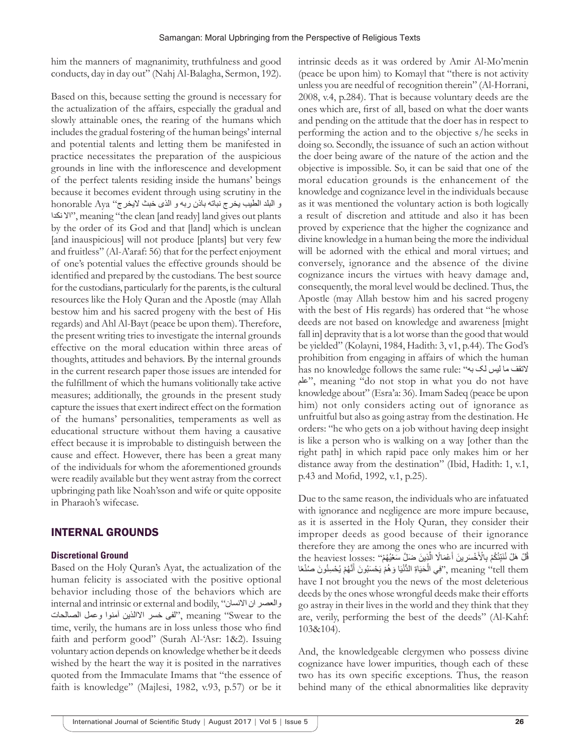him the manners of magnanimity, truthfulness and good conducts, day in day out" (Nahj Al-Balagha, Sermon, 192).

Based on this, because setting the ground is necessary for the actualization of the affairs, especially the gradual and slowly attainable ones, the rearing of the humans which includes the gradual fostering of the human beings' internal and potential talents and letting them be manifested in practice necessitates the preparation of the auspicious grounds in line with the inflorescence and development of the perfect talents residing inside the humans' beings because it becomes evident through using scrutiny in the honorable Aya "و البلد الطیب یخرج نباته باذن ربه و الذی خبث لایخرج الا نکدا", meaning "the clean [and ready] land gives out plants by the order of its God and that [land] which is unclean [and inauspicious] will not produce [plants] but very few and fruitless" (Al-A'araf: 56) that for the perfect enjoyment of one's potential values the effective grounds should be identified and prepared by the custodians. The best source for the custodians, particularly for the parents, is the cultural resources like the Holy Quran and the Apostle (may Allah bestow him and his sacred progeny with the best of His regards) and Ahl Al-Bayt (peace be upon them). Therefore, the present writing tries to investigate the internal grounds effective on the moral education within three areas of thoughts, attitudes and behaviors. By the internal grounds in the current research paper those issues are intended for the fulfillment of which the humans volitionally take active measures; additionally, the grounds in the present study capture the issues that exert indirect effect on the formation of the humans' personalities, temperaments as well as educational structure without them having a causative effect because it is improbable to distinguish between the cause and effect. However, there has been a great many of the individuals for whom the aforementioned grounds were readily available but they went astray from the correct upbringing path like Noah'sson and wife or quite opposite in Pharaoh's wifecase.

## INTERNAL GROUNDS

### Discretional Ground

Based on the Holy Quran's Ayat, the actualization of the human felicity is associated with the positive optional behavior including those of the behaviors which are internal and intrinsic or external and bodily, "والعصر ان الانسان لفی خسر الاالذین أمنوا وعمل الصالحات", meaning "Swear to the time, verily, the humans are in loss unless those who find faith and perform good" (Surah Al-'Asr: 1&2). Issuing voluntary action depends on knowledge whether be it deeds wished by the heart the way it is posited in the narratives quoted from the Immaculate Imams that "the essence of faith is knowledge" (Majlesi, 1982, v.93, p.57) or be it intrinsic deeds as it was ordered by Amir Al-Mo'menin (peace be upon him) to Komayl that "there is not activity unless you are needful of recognition therein" (Al-Horrani, 2008, v.4, p.284). That is because voluntary deeds are the ones which are, first of all, based on what the doer wants and pending on the attitude that the doer has in respect to performing the action and to the objective s/he seeks in doing so. Secondly, the issuance of such an action without the doer being aware of the nature of the action and the objective is impossible. So, it can be said that one of the moral education grounds is the enhancement of the knowledge and cognizance level in the individuals because as it was mentioned the voluntary action is both logically a result of discretion and attitude and also it has been proved by experience that the higher the cognizance and divine knowledge in a human being the more the individual will be adorned with the ethical and moral virtues; and conversely, ignorance and the absence of the divine cognizance incurs the virtues with heavy damage and, consequently, the moral level would be declined. Thus, the Apostle (may Allah bestow him and his sacred progeny with the best of His regards) has ordered that "he whose deeds are not based on knowledge and awareness [might fall in] depravity that is a lot worse than the good that would be yielded" (Kolayni, 1984, Hadith: 3, v1, p.44). The God's prohibition from engaging in affairs of which the human has no knowledge follows the same rule: "لاتقف ما لیس لک به علم", meaning "do not stop in what you do not have knowledge about" (Esra'a: 36). Imam Sadeq (peace be upon him) not only considers acting out of ignorance as unfruitful but also as going astray from the destination. He orders: "he who gets on a job without having deep insight is like a person who is walking on a way [other than the right path] in which rapid pace only makes him or her distance away from the destination" (Ibid, Hadith: 1, v.1, p.43 and Mofid, 1992, v.1, p.25).

Due to the same reason, the individuals who are infatuated with ignorance and negligence are more impure because, as it is asserted in the Holy Quran, they consider their improper deeds as good because of their ignorance therefore they are among the ones who are incurred with the heaviest losses: "قُلْ هَلْ نُنَبِّئُكُمْ بِالْأَخْسَرِينَ أَعْمَالًا الَّذِينَ ضَلَّ سَعْيُهُمْ فِي الْحَيَاةِ الدُّنْيَا وَهُمْ يَحْسَبُونَ أَنَّهُمْ يُحْسِنُونَ صُنْعًا", meaning "tell them have I not brought you the news of the most deleterious deeds by the ones whose wrongful deeds make their efforts go astray in their lives in the world and they think that they are, verily, performing the best of the deeds" (Al-Kahf: 103&104).

And, the knowledgeable clergymen who possess divine cognizance have lower impurities, though each of these two has its own specific exceptions. Thus, the reason behind many of the ethical abnormalities like depravity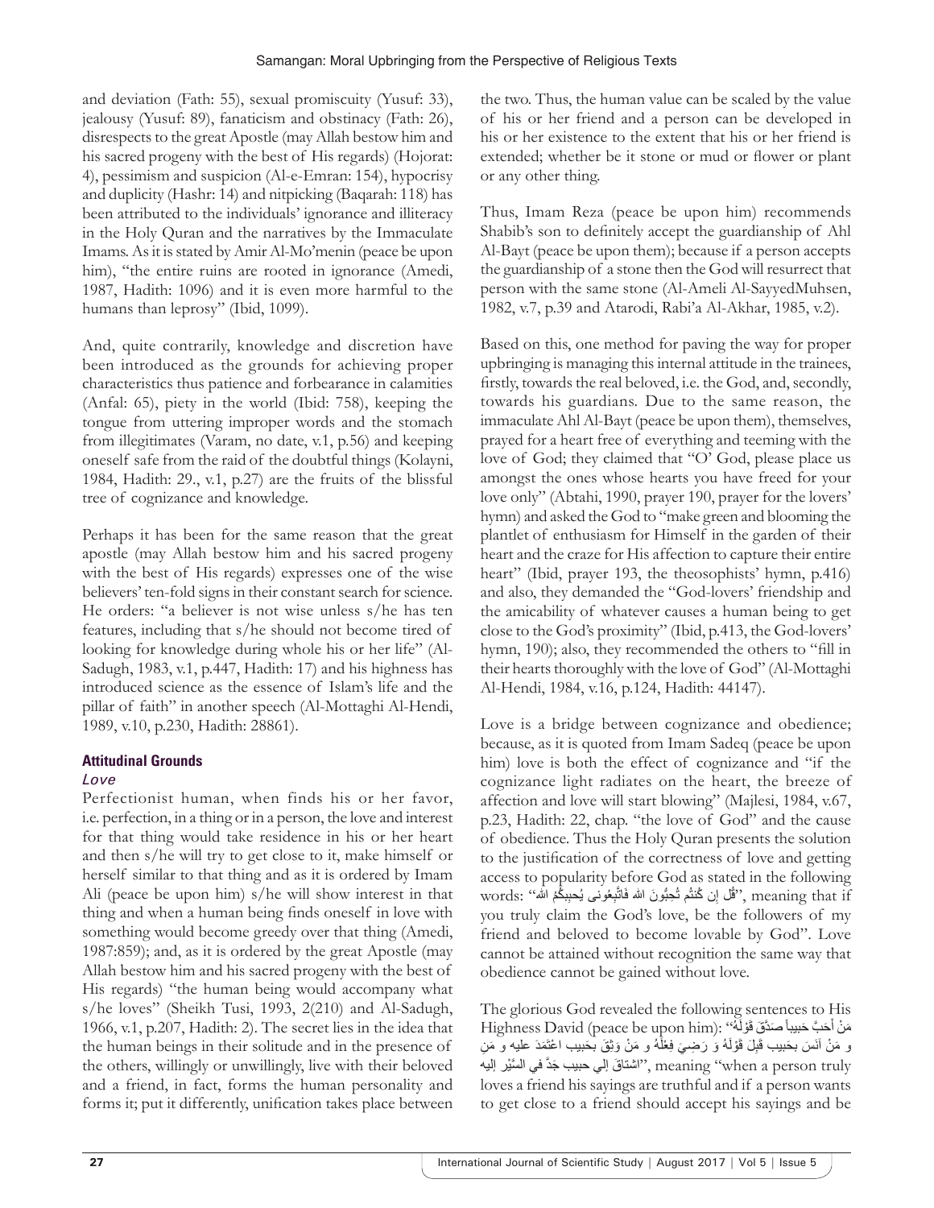and deviation (Fath: 55), sexual promiscuity (Yusuf: 33), jealousy (Yusuf: 89), fanaticism and obstinacy (Fath: 26), disrespects to the great Apostle (may Allah bestow him and his sacred progeny with the best of His regards) (Hojorat: 4), pessimism and suspicion (Al-e-Emran: 154), hypocrisy and duplicity (Hashr: 14) and nitpicking (Baqarah: 118) has been attributed to the individuals' ignorance and illiteracy in the Holy Quran and the narratives by the Immaculate Imams. As it is stated by Amir Al-Mo'menin (peace be upon him), "the entire ruins are rooted in ignorance (Amedi, 1987, Hadith: 1096) and it is even more harmful to the humans than leprosy" (Ibid, 1099).

And, quite contrarily, knowledge and discretion have been introduced as the grounds for achieving proper characteristics thus patience and forbearance in calamities (Anfal: 65), piety in the world (Ibid: 758), keeping the tongue from uttering improper words and the stomach from illegitimates (Varam, no date, v.1, p.56) and keeping oneself safe from the raid of the doubtful things (Kolayni, 1984, Hadith: 29., v.1, p.27) are the fruits of the blissful tree of cognizance and knowledge.

Perhaps it has been for the same reason that the great apostle (may Allah bestow him and his sacred progeny with the best of His regards) expresses one of the wise believers' ten-fold signs in their constant search for science. He orders: "a believer is not wise unless s/he has ten features, including that s/he should not become tired of looking for knowledge during whole his or her life" (Al-Sadugh, 1983, v.1, p.447, Hadith: 17) and his highness has introduced science as the essence of Islam's life and the pillar of faith" in another speech (Al-Mottaghi Al-Hendi, 1989, v.10, p.230, Hadith: 28861).

## Attitudinal Grounds

### *Love*

Perfectionist human, when finds his or her favor, i.e. perfection, in a thing or in a person, the love and interest for that thing would take residence in his or her heart and then s/he will try to get close to it, make himself or herself similar to that thing and as it is ordered by Imam Ali (peace be upon him) s/he will show interest in that thing and when a human being finds oneself in love with something would become greedy over that thing (Amedi, 1987:859); and, as it is ordered by the great Apostle (may Allah bestow him and his sacred progeny with the best of His regards) "the human being would accompany what s/he loves" (Sheikh Tusi, 1993, 2(210) and Al-Sadugh, 1966, v.1, p.207, Hadith: 2). The secret lies in the idea that the human beings in their solitude and in the presence of the others, willingly or unwillingly, live with their beloved and a friend, in fact, forms the human personality and forms it; put it differently, unification takes place between the two. Thus, the human value can be scaled by the value of his or her friend and a person can be developed in his or her existence to the extent that his or her friend is extended; whether be it stone or mud or flower or plant or any other thing.

Thus, Imam Reza (peace be upon him) recommends Shabib's son to definitely accept the guardianship of Ahl Al-Bayt (peace be upon them); because if a person accepts the guardianship of a stone then the God will resurrect that person with the same stone (Al-Ameli Al-SayyedMuhsen, 1982, v.7, p.39 and Atarodi, Rabi'a Al-Akhar, 1985, v.2).

Based on this, one method for paving the way for proper upbringing is managing this internal attitude in the trainees, firstly, towards the real beloved, i.e. the God, and, secondly, towards his guardians. Due to the same reason, the immaculate Ahl Al-Bayt (peace be upon them), themselves, prayed for a heart free of everything and teeming with the love of God; they claimed that "O' God, please place us amongst the ones whose hearts you have freed for your love only" (Abtahi, 1990, prayer 190, prayer for the lovers' hymn) and asked the God to "make green and blooming the plantlet of enthusiasm for Himself in the garden of their heart and the craze for His affection to capture their entire heart" (Ibid, prayer 193, the theosophists' hymn, p.416) and also, they demanded the "God-lovers' friendship and the amicability of whatever causes a human being to get close to the God's proximity" (Ibid, p.413, the God-lovers' hymn, 190); also, they recommended the others to "fill in their hearts thoroughly with the love of God" (Al-Mottaghi Al-Hendi, 1984, v.16, p.124, Hadith: 44147).

Love is a bridge between cognizance and obedience; because, as it is quoted from Imam Sadeq (peace be upon him) love is both the effect of cognizance and "if the cognizance light radiates on the heart, the breeze of affection and love will start blowing" (Majlesi, 1984, v.67, p.23, Hadith: 22, chap. "the love of God" and the cause of obedience. Thus the Holy Quran presents the solution to the justification of the correctness of love and getting access to popularity before God as stated in the following words: "قُل إن كُنتُم تُحِبُّونَ الله فَاتَّبِعُونى يُحبِبكُم الله", meaning that if you truly claim the God's love, be the followers of my friend and beloved to become lovable by God". Love cannot be attained without recognition the same way that obedience cannot be gained without love.

The glorious God revealed the following sentences to His Highness David (peace be upon him): "مَنْ أَحَبَّ حَبيباً صَدَّقَ قَوْلَهُ و مَنْ آنَسَ بِحَبيب قَبِلَ قَوْلَهُ وَ رَضِيَ فِعْلَهُ و مَنْ وَثِقَ بِحَبيب اعْتَمَدَ عليه و مَنِ اشتاقَ إلي حبيب جَدَّ في السَّيْر إليه", meaning "when a person truly loves a friend his sayings are truthful and if a person wants to get close to a friend should accept his sayings and be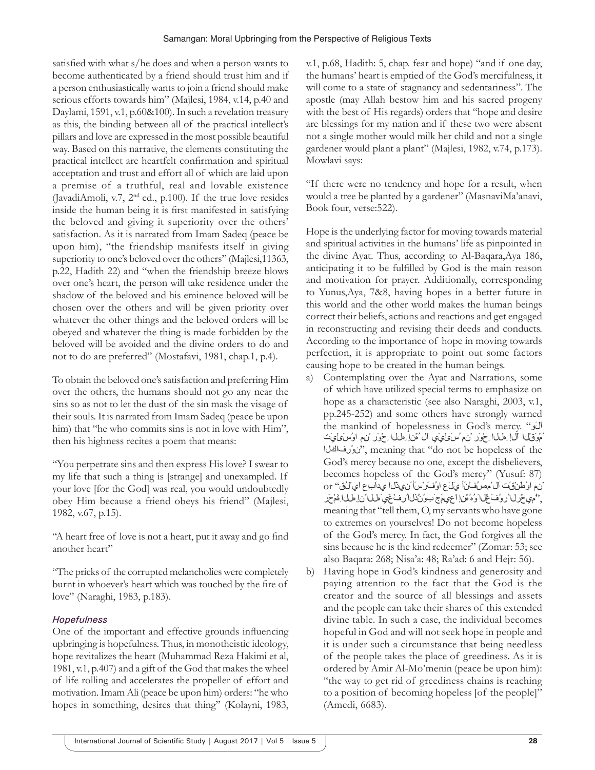satisfied with what s/he does and when a person wants to become authenticated by a friend should trust him and if a person enthusiastically wants to join a friend should make serious efforts towards him" (Majlesi, 1984, v.14, p.40 and Daylami, 1591, v.1, p.60&100). In such a revelation treasury as this, the binding between all of the practical intellect's pillars and love are expressed in the most possible beautiful way. Based on this narrative, the elements constituting the practical intellect are heartfelt confirmation and spiritual acceptation and trust and effort all of which are laid upon a premise of a truthful, real and lovable existence (JavadiAmoli, v.7, 2nd ed., p.100). If the true love resides inside the human being it is first manifested in satisfying the beloved and giving it superiority over the others' satisfaction. As it is narrated from Imam Sadeq (peace be upon him), "the friendship manifests itself in giving superiority to one's beloved over the others" (Majlesi,11363, p.22, Hadith 22) and "when the friendship breeze blows over one's heart, the person will take residence under the shadow of the beloved and his eminence beloved will be chosen over the others and will be given priority over whatever the other things and the beloved orders will be obeyed and whatever the thing is made forbidden by the beloved will be avoided and the divine orders to do and not to do are preferred" (Mostafavi, 1981, chap.1, p.4).

To obtain the beloved one's satisfaction and preferring Him over the others, the humans should not go any near the sins so as not to let the dust of the sin mask the visage of their souls. It is narrated from Imam Sadeq (peace be upon him) that "he who commits sins is not in love with Him", then his highness recites a poem that means:

"You perpetrate sins and then express His love? I swear to my life that such a thing is [strange] and unexampled. If your love [for the God] was real, you would undoubtedly obey Him because a friend obeys his friend" (Majlesi, 1982, v.67, p.15).

"A heart free of love is not a heart, put it away and go find another heart"

"The pricks of the corrupted melancholies were completely burnt in whoever's heart which was touched by the fire of love" (Naraghi, 1983, p.183).

### *Hopefulness*

One of the important and effective grounds influencing upbringing is hopefulness. Thus, in monotheistic ideology, hope revitalizes the heart (Muhammad Reza Hakimi et al, 1981, v.1, p.407) and a gift of the God that makes the wheel of life rolling and accelerates the propeller of effort and motivation. Imam Ali (peace be upon him) orders: "he who hopes in something, desires that thing" (Kolayni, 1983, v.1, p.68, Hadith: 5, chap. fear and hope) "and if one day, the humans' heart is emptied of the God's mercifulness, it will come to a state of stagnancy and sedentariness". The apostle (may Allah bestow him and his sacred progeny with the best of His regards) orders that "hope and desire are blessings for my nation and if these two were absent not a single mother would milk her child and not a single gardener would plant a plant" (Majlesi, 1982, v.74, p.173). Mowlavi says:

"If there were no tendency and hope for a result, when would a tree be planted by a gardener" (MasnaviMa'anavi, Book four, verse:522).

Hope is the underlying factor for moving towards material and spiritual activities in the humans' life as pinpointed in the divine Ayat. Thus, according to Al-Baqara,Aya 186, anticipating it to be fulfilled by God is the main reason and motivation for prayer. Additionally, corresponding to Yunus,Aya, 7&8, having hopes in a better future in this world and the other world makes the human beings correct their beliefs, actions and reactions and get engaged in reconstructing and revising their deeds and conducts. According to the importance of hope in moving towards perfection, it is appropriate to point out some factors causing hope to be created in the human beings.

a) Contemplating over the Ayat and Narrations, some of which have utilized special terms to emphasize on hope as a characteristic (see also Naraghi, 2003, v.1, pp.245-252) and some others have strongly warned the mankind of hopelessness in God's mercy. "وَلَا تَيْأَسُوا مِن رَّوْحِ اللَّهِ إِنَّهُ لَا يَيْأَسُ مِن رَّوْحِ اللَّهِ إِلَّا الْقَوْمُ الْكَافِرُونَ", meaning that "do not be hopeless of the God's mercy because no one, except the disbelievers, becomes hopeless of the God's mercy" (Yusuf: 87) or "قُلْ يَا عِبَادِيَ الَّذِينَ أَسْرَفُوا عَلَىٰ أَنفُسِهِمْ لَا تَقْنَطُوا مِن رَّحْمَةِ اللَّهِ إِنَّ اللَّهَ يَغْفِرُ الذُّنُوبَ جَمِيعًا إِنَّهُ هُوَ الْغَفُورُ الرَّحِيمُ", meaning that "tell them, O, my servants who have gone to extremes on yourselves! Do not become hopeless of the God's mercy. In fact, the God forgives all the sins because he is the kind redeemer" (Zomar: 53; see also Baqara: 268; Nisa'a: 48; Ra'ad: 6 and Hejr: 56).

b) Having hope in God's kindness and generosity and paying attention to the fact that the God is the creator and the source of all blessings and assets and the people can take their shares of this extended divine table. In such a case, the individual becomes hopeful in God and will not seek hope in people and it is under such a circumstance that being needless of the people takes the place of greediness. As it is ordered by Amir Al-Mo'menin (peace be upon him): "the way to get rid of greediness chains is reaching to a position of becoming hopeless [of the people]" (Amedi, 6683).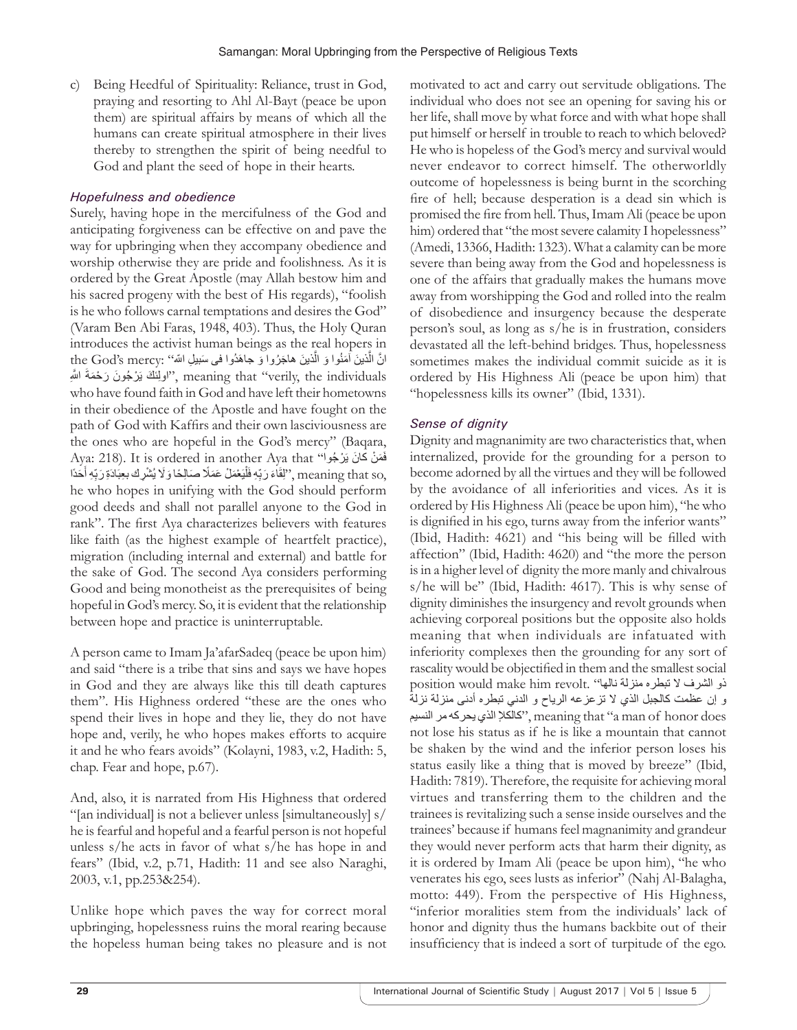c) Being Heedful of Spirituality: Reliance, trust in God, praying and resorting to Ahl Al-Bayt (peace be upon them) are spiritual affairs by means of which all the humans can create spiritual atmosphere in their lives thereby to strengthen the spirit of being needful to God and plant the seed of hope in their hearts.

### *Hopefulness and obedience*

Surely, having hope in the mercifulness of the God and anticipating forgiveness can be effective on and pave the way for upbringing when they accompany obedience and worship otherwise they are pride and foolishness. As it is ordered by the Great Apostle (may Allah bestow him and his sacred progeny with the best of His regards), "foolish is he who follows carnal temptations and desires the God" (Varam Ben Abi Faras, 1948, 403). Thus, the Holy Quran introduces the activist human beings as the real hopers in the God's mercy: "انَّ الَّذينَ آمَنُوا وَ الَّذينَ هاجَرُوا وَ جاهَدُوا فی سَبیلِ اللهِ اولئِكَ يَرْجُونَ رَحْمَةَ اللهِ", meaning that "verily, the individuals who have found faith in God and have left their hometowns in their obedience of the Apostle and have fought on the path of God with Kaffirs and their own lasciviousness are the ones who are hopeful in the God's mercy" (Baqara, Aya: 218). It is ordered in another Aya that "فَمَنْ كانَ يَرْجُوا لِقاءَ رَبِّهِ فَلْيَعْمَلْ عَمَلًا صالِحًا وَ لا يُشْرِك بِعِبادَةِ رَبِّهِ أَحَدًا", meaning that so, he who hopes in unifying with the God should perform good deeds and shall not parallel anyone to the God in rank". The first Aya characterizes believers with features like faith (as the highest example of heartfelt practice), migration (including internal and external) and battle for the sake of God. The second Aya considers performing Good and being monotheist as the prerequisites of being hopeful in God's mercy. So, it is evident that the relationship between hope and practice is uninterruptable.

A person came to Imam Ja'afarSadeq (peace be upon him) and said "there is a tribe that sins and says we have hopes in God and they are always like this till death captures them". His Highness ordered "these are the ones who spend their lives in hope and they lie, they do not have hope and, verily, he who hopes makes efforts to acquire it and he who fears avoids" (Kolayni, 1983, v.2, Hadith: 5, chap. Fear and hope, p.67).

And, also, it is narrated from His Highness that ordered "[an individual] is not a believer unless [simultaneously] s/he is fearful and hopeful and a fearful person is not hopeful unless s/he acts in favor of what s/he has hope in and fears" (Ibid, v.2, p.71, Hadith: 11 and see also Naraghi, 2003, v.1, pp.253&254).

Unlike hope which paves the way for correct moral upbringing, hopelessness ruins the moral rearing because the hopeless human being takes no pleasure and is not motivated to act and carry out servitude obligations. The individual who does not see an opening for saving his or her life, shall move by what force and with what hope shall put himself or herself in trouble to reach to which beloved? He who is hopeless of the God's mercy and survival would never endeavor to correct himself. The otherworldly outcome of hopelessness is being burnt in the scorching fire of hell; because desperation is a dead sin which is promised the fire from hell. Thus, Imam Ali (peace be upon him) ordered that "the most severe calamity I hopelessness" (Amedi, 13366, Hadith: 1323). What a calamity can be more severe than being away from the God and hopelessness is one of the affairs that gradually makes the humans move away from worshipping the God and rolled into the realm of disobedience and insurgency because the desperate person's soul, as long as s/he is in frustration, considers devastated all the left-behind bridges. Thus, hopelessness sometimes makes the individual commit suicide as it is ordered by His Highness Ali (peace be upon him) that "hopelessness kills its owner" (Ibid, 1331).

### *Sense of dignity*

Dignity and magnanimity are two characteristics that, when internalized, provide for the grounding for a person to become adorned by all the virtues and they will be followed by the avoidance of all inferiorities and vices. As it is ordered by His Highness Ali (peace be upon him), "he who is dignified in his ego, turns away from the inferior wants" (Ibid, Hadith: 4621) and "his being will be filled with affection" (Ibid, Hadith: 4620) and "the more the person is in a higher level of dignity the more manly and chivalrous s/he will be" (Ibid, Hadith: 4617). This is why sense of dignity diminishes the insurgency and revolt grounds when achieving corporeal positions but the opposite also holds meaning that when individuals are infatuated with inferiority complexes then the grounding for any sort of rascality would be objectified in them and the smallest social position would make him revolt. "ذو الشرف لا تبطره منزلة نالها و إن عظمت كالجبل الذي لا تزعزعه الرياح و الدني تبطره أدنى منزلة نزلة كالكلإ الذي يحركه مر النسيم", meaning that "a man of honor does not lose his status as if he is like a mountain that cannot be shaken by the wind and the inferior person loses his status easily like a thing that is moved by breeze" (Ibid, Hadith: 7819). Therefore, the requisite for achieving moral virtues and transferring them to the children and the trainees is revitalizing such a sense inside ourselves and the trainees' because if humans feel magnanimity and grandeur they would never perform acts that harm their dignity, as it is ordered by Imam Ali (peace be upon him), "he who venerates his ego, sees lusts as inferior" (Nahj Al-Balagha, motto: 449). From the perspective of His Highness, "inferior moralities stem from the individuals' lack of honor and dignity thus the humans backbite out of their insufficiency that is indeed a sort of turpitude of the ego.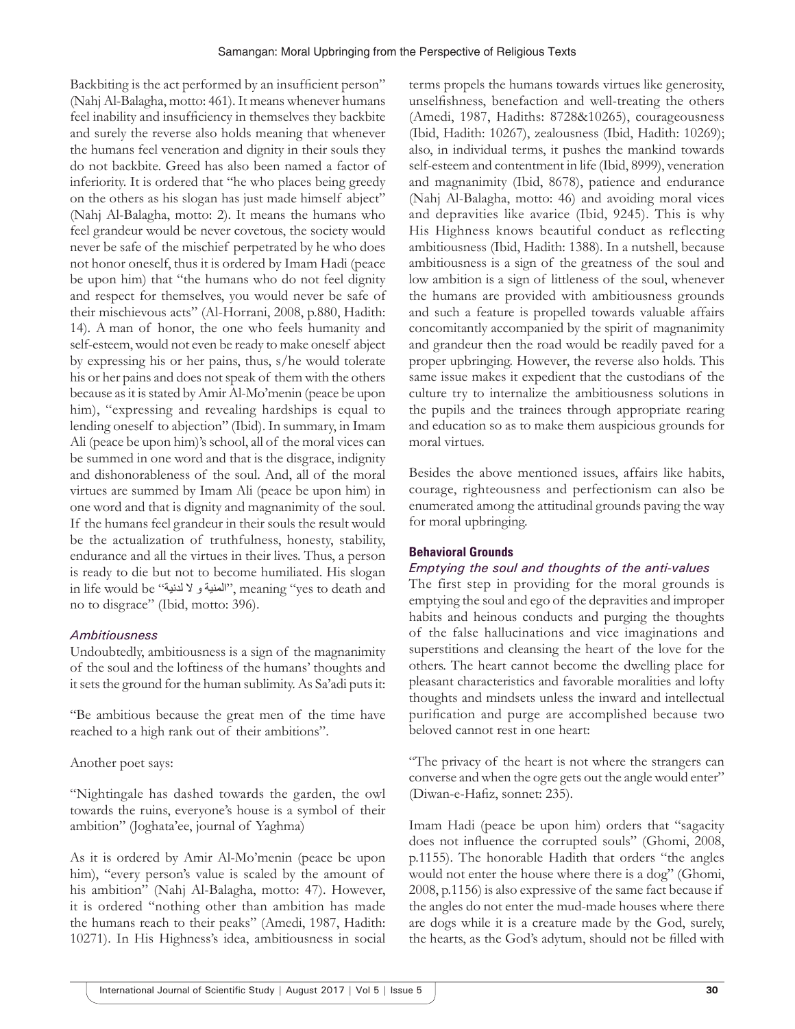Backbiting is the act performed by an insufficient person" (Nahj Al-Balagha, motto: 461). It means whenever humans feel inability and insufficiency in themselves they backbite and surely the reverse also holds meaning that whenever the humans feel veneration and dignity in their souls they do not backbite. Greed has also been named a factor of inferiority. It is ordered that "he who places being greedy on the others as his slogan has just made himself abject" (Nahj Al-Balagha, motto: 2). It means the humans who feel grandeur would be never covetous, the society would never be safe of the mischief perpetrated by he who does not honor oneself, thus it is ordered by Imam Hadi (peace be upon him) that "the humans who do not feel dignity and respect for themselves, you would never be safe of their mischievous acts" (Al-Horrani, 2008, p.880, Hadith: 14). A man of honor, the one who feels humanity and self-esteem, would not even be ready to make oneself abject by expressing his or her pains, thus, s/he would tolerate his or her pains and does not speak of them with the others because as it is stated by Amir Al-Mo'menin (peace be upon him), "expressing and revealing hardships is equal to lending oneself to abjection" (Ibid). In summary, in Imam Ali (peace be upon him)'s school, all of the moral vices can be summed in one word and that is the disgrace, indignity and dishonorableness of the soul. And, all of the moral virtues are summed by Imam Ali (peace be upon him) in one word and that is dignity and magnanimity of the soul. If the humans feel grandeur in their souls the result would be the actualization of truthfulness, honesty, stability, endurance and all the virtues in their lives. Thus, a person is ready to die but not to become humiliated. His slogan in life would be "المنية و لا لدنية", meaning "yes to death and no to disgrace" (Ibid, motto: 396).

### *Ambitiousness*

Undoubtedly, ambitiousness is a sign of the magnanimity of the soul and the loftiness of the humans' thoughts and it sets the ground for the human sublimity. As Sa'adi puts it:

"Be ambitious because the great men of the time have reached to a high rank out of their ambitions".

Another poet says:

"Nightingale has dashed towards the garden, the owl towards the ruins, everyone's house is a symbol of their ambition" (Joghata'ee, journal of Yaghma)

As it is ordered by Amir Al-Mo'menin (peace be upon him), "every person's value is scaled by the amount of his ambition" (Nahj Al-Balagha, motto: 47). However, it is ordered "nothing other than ambition has made the humans reach to their peaks" (Amedi, 1987, Hadith: 10271). In His Highness's idea, ambitiousness in social terms propels the humans towards virtues like generosity, unselfishness, benefaction and well-treating the others (Amedi, 1987, Hadiths: 8728&10265), courageousness (Ibid, Hadith: 10267), zealousness (Ibid, Hadith: 10269); also, in individual terms, it pushes the mankind towards self-esteem and contentment in life (Ibid, 8999), veneration and magnanimity (Ibid, 8678), patience and endurance (Nahj Al-Balagha, motto: 46) and avoiding moral vices and depravities like avarice (Ibid, 9245). This is why His Highness knows beautiful conduct as reflecting ambitiousness (Ibid, Hadith: 1388). In a nutshell, because ambitiousness is a sign of the greatness of the soul and low ambition is a sign of littleness of the soul, whenever the humans are provided with ambitiousness grounds and such a feature is propelled towards valuable affairs concomitantly accompanied by the spirit of magnanimity and grandeur then the road would be readily paved for a proper upbringing. However, the reverse also holds. This same issue makes it expedient that the custodians of the culture try to internalize the ambitiousness solutions in the pupils and the trainees through appropriate rearing and education so as to make them auspicious grounds for moral virtues.

Besides the above mentioned issues, affairs like habits, courage, righteousness and perfectionism can also be enumerated among the attitudinal grounds paving the way for moral upbringing.

## **Behavioral Grounds**

### *Emptying the soul and thoughts of the anti-values*

The first step in providing for the moral grounds is emptying the soul and ego of the depravities and improper habits and heinous conducts and purging the thoughts of the false hallucinations and vice imaginations and superstitions and cleansing the heart of the love for the others. The heart cannot become the dwelling place for pleasant characteristics and favorable moralities and lofty thoughts and mindsets unless the inward and intellectual purification and purge are accomplished because two beloved cannot rest in one heart:

"The privacy of the heart is not where the strangers can converse and when the ogre gets out the angle would enter" (Diwan-e-Hafiz, sonnet: 235).

Imam Hadi (peace be upon him) orders that "sagacity does not influence the corrupted souls" (Ghomi, 2008, p.1155). The honorable Hadith that orders "the angles would not enter the house where there is a dog" (Ghomi, 2008, p.1156) is also expressive of the same fact because if the angles do not enter the mud-made houses where there are dogs while it is a creature made by the God, surely, the hearts, as the God's adytum, should not be filled with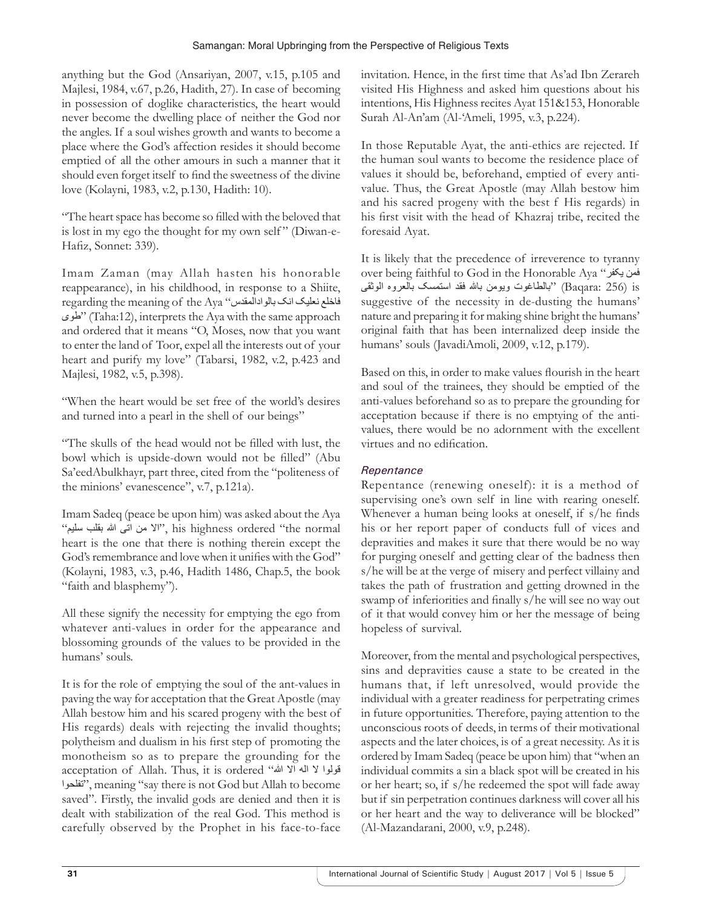anything but the God (Ansariyan, 2007, v.15, p.105 and Majlesi, 1984, v.67, p.26, Hadith, 27). In case of becoming in possession of doglike characteristics, the heart would never become the dwelling place of neither the God nor the angles. If a soul wishes growth and wants to become a place where the God's affection resides it should become emptied of all the other amours in such a manner that it should even forget itself to find the sweetness of the divine love (Kolayni, 1983, v.2, p.130, Hadith: 10).

"The heart space has become so filled with the beloved that is lost in my ego the thought for my own self" (Diwan-e-Hafiz, Sonnet: 339).

Imam Zaman (may Allah hasten his honorable reappearance), in his childhood, in response to a Shiite, regarding the meaning of the Aya "فاخلع نعلیک انک بالوادالمقدس طوی" (Taha:12), interprets the Aya with the same approach and ordered that it means "O, Moses, now that you want to enter the land of Toor, expel all the interests out of your heart and purify my love" (Tabarsi, 1982, v.2, p.423 and Majlesi, 1982, v.5, p.398).

"When the heart would be set free of the world's desires and turned into a pearl in the shell of our beings"

"The skulls of the head would not be filled with lust, the bowl which is upside-down would not be filled" (Abu Sa'eedAbulkhayr, part three, cited from the "politeness of the minions' evanescence", v.7, p.121a).

Imam Sadeq (peace be upon him) was asked about the Aya "الا من اتی الله بقلب سلیم", his highness ordered "the normal heart is the one that there is nothing therein except the God's remembrance and love when it unifies with the God" (Kolayni, 1983, v.3, p.46, Hadith 1486, Chap.5, the book "faith and blasphemy").

All these signify the necessity for emptying the ego from whatever anti-values in order for the appearance and blossoming grounds of the values to be provided in the humans' souls.

It is for the role of emptying the soul of the ant-values in paving the way for acceptation that the Great Apostle (may Allah bestow him and his scared progeny with the best of His regards) deals with rejecting the invalid thoughts; polytheism and dualism in his first step of promoting the monotheism so as to prepare the grounding for the acceptation of Allah. Thus, it is ordered "قولوا لا اله الا الله تفلحوا", meaning "say there is not God but Allah to become saved". Firstly, the invalid gods are denied and then it is dealt with stabilization of the real God. This method is carefully observed by the Prophet in his face-to-face invitation. Hence, in the first time that As'ad Ibn Zerareh visited His Highness and asked him questions about his intentions, His Highness recites Ayat 151&153, Honorable Surah Al-An'am (Al-'Ameli, 1995, v.3, p.224).

In those Reputable Ayat, the anti-ethics are rejected. If the human soul wants to become the residence place of values it should be, beforehand, emptied of every anti-value. Thus, the Great Apostle (may Allah bestow him and his sacred progeny with the best f His regards) in his first visit with the head of Khazraj tribe, recited the foresaid Ayat.

It is likely that the precedence of irreverence to tyranny over being faithful to God in the Honorable Aya "فمن یکفر بالطاغوت ویومن بالله فقد استمسک بالعروه الوثقی" (Baqara: 256) is suggestive of the necessity in de-dusting the humans' nature and preparing it for making shine bright the humans' original faith that has been internalized deep inside the humans' souls (JavadiAmoli, 2009, v.12, p.179).

Based on this, in order to make values flourish in the heart and soul of the trainees, they should be emptied of the anti-values beforehand so as to prepare the grounding for acceptation because if there is no emptying of the anti-values, there would be no adornment with the excellent virtues and no edification.

### *Repentance*

Repentance (renewing oneself): it is a method of supervising one's own self in line with rearing oneself. Whenever a human being looks at oneself, if s/he finds his or her report paper of conducts full of vices and depravities and makes it sure that there would be no way for purging oneself and getting clear of the badness then s/he will be at the verge of misery and perfect villainy and takes the path of frustration and getting drowned in the swamp of inferiorities and finally s/he will see no way out of it that would convey him or her the message of being hopeless of survival.

Moreover, from the mental and psychological perspectives, sins and depravities cause a state to be created in the humans that, if left unresolved, would provide the individual with a greater readiness for perpetrating crimes in future opportunities. Therefore, paying attention to the unconscious roots of deeds, in terms of their motivational aspects and the later choices, is of a great necessity. As it is ordered by Imam Sadeq (peace be upon him) that "when an individual commits a sin a black spot will be created in his or her heart; so, if s/he redeemed the spot will fade away but if sin perpetration continues darkness will cover all his or her heart and the way to deliverance will be blocked" (Al-Mazandarani, 2000, v.9, p.248).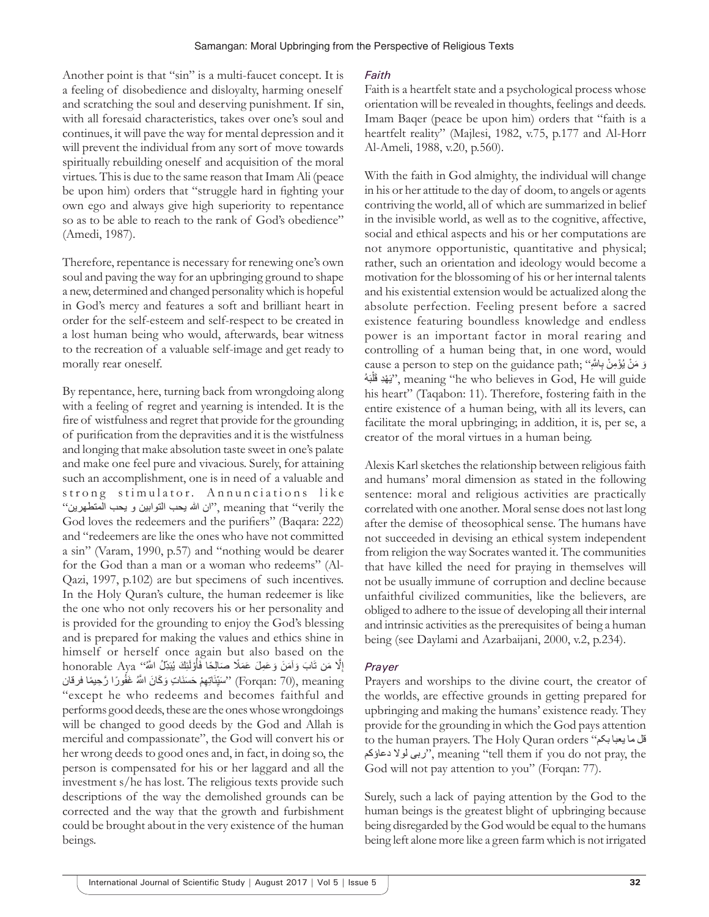Another point is that "sin" is a multi-faucet concept. It is a feeling of disobedience and disloyalty, harming oneself and scratching the soul and deserving punishment. If sin, with all foresaid characteristics, takes over one's soul and continues, it will pave the way for mental depression and it will prevent the individual from any sort of move towards spiritually rebuilding oneself and acquisition of the moral virtues. This is due to the same reason that Imam Ali (peace be upon him) orders that "struggle hard in fighting your own ego and always give high superiority to repentance so as to be able to reach to the rank of God's obedience" (Amedi, 1987).

Therefore, repentance is necessary for renewing one's own soul and paving the way for an upbringing ground to shape a new, determined and changed personality which is hopeful in God's mercy and features a soft and brilliant heart in order for the self-esteem and self-respect to be created in a lost human being who would, afterwards, bear witness to the recreation of a valuable self-image and get ready to morally rear oneself.

By repentance, here, turning back from wrongdoing along with a feeling of regret and yearning is intended. It is the fire of wistfulness and regret that provide for the grounding of purification from the depravities and it is the wistfulness and longing that make absolution taste sweet in one's palate and make one feel pure and vivacious. Surely, for attaining such an accomplishment, one is in need of a valuable and strong stimulator. Annunciations like "ان الله یحب التوابین و یحب المتطهرین", meaning that "verily the God loves the redeemers and the purifiers" (Baqara: 222) and "redeemers are like the ones who have not committed a sin" (Varam, 1990, p.57) and "nothing would be dearer for the God than a man or a woman who redeems" (Al-Qazi, 1997, p.102) are but specimens of such incentives. In the Holy Quran's culture, the human redeemer is like the one who not only recovers his or her personality and is provided for the grounding to enjoy the God's blessing and is prepared for making the values and ethics shine in himself or herself once again but also based on the honorable Aya "إِلَّا مَن تَابَ وَآمَنَ وَعَمِلَ عَمَلًا صَالِحًا فَأُوْلَئِكَ يُبَدِّلُ اللَّهُ سَيِّئَاتِهِمْ حَسَنَاتٍ وَكَانَ اللَّهُ غَفُورًا رَّحِيمًا فرقان" (Forqan: 70), meaning "except he who redeems and becomes faithful and performs good deeds, these are the ones whose wrongdoings will be changed to good deeds by the God and Allah is merciful and compassionate", the God will convert his or her wrong deeds to good ones and, in fact, in doing so, the person is compensated for his or her laggard and all the investment s/he has lost. The religious texts provide such descriptions of the way the demolished grounds can be corrected and the way that the growth and furbishment could be brought about in the very existence of the human beings.

### *Faith*

Faith is a heartfelt state and a psychological process whose orientation will be revealed in thoughts, feelings and deeds. Imam Baqer (peace be upon him) orders that "faith is a heartfelt reality" (Majlesi, 1982, v.75, p.177 and Al-Horr Al-Ameli, 1988, v.20, p.560).

With the faith in God almighty, the individual will change in his or her attitude to the day of doom, to angels or agents contriving the world, all of which are summarized in belief in the invisible world, as well as to the cognitive, affective, social and ethical aspects and his or her computations are not anymore opportunistic, quantitative and physical; rather, such an orientation and ideology would become a motivation for the blossoming of his or her internal talents and his existential extension would be actualized along the absolute perfection. Feeling present before a sacred existence featuring boundless knowledge and endless power is an important factor in moral rearing and controlling of a human being that, in one word, would cause a person to step on the guidance path; "وَ مَنْ يُؤْمِنْ بِاللَّهِ يَهْدِ قَلْبَهُ", meaning "he who believes in God, He will guide his heart" (Taqabon: 11). Therefore, fostering faith in the entire existence of a human being, with all its levers, can facilitate the moral upbringing; in addition, it is, per se, a creator of the moral virtues in a human being.

Alexis Karl sketches the relationship between religious faith and humans' moral dimension as stated in the following sentence: moral and religious activities are practically correlated with one another. Moral sense does not last long after the demise of theosophical sense. The humans have not succeeded in devising an ethical system independent from religion the way Socrates wanted it. The communities that have killed the need for praying in themselves will not be usually immune of corruption and decline because unfaithful civilized communities, like the believers, are obliged to adhere to the issue of developing all their internal and intrinsic activities as the prerequisites of being a human being (see Daylami and Azarbaijani, 2000, v.2, p.234).

### *Prayer*

Prayers and worships to the divine court, the creator of the worlds, are effective grounds in getting prepared for upbringing and making the humans' existence ready. They provide for the grounding in which the God pays attention to the human prayers. The Holy Quran orders "قل ما یعبا بکم ربی لولا دعاؤکم", meaning "tell them if you do not pray, the God will not pay attention to you" (Forqan: 77).

Surely, such a lack of paying attention by the God to the human beings is the greatest blight of upbringing because being disregarded by the God would be equal to the humans being left alone more like a green farm which is not irrigated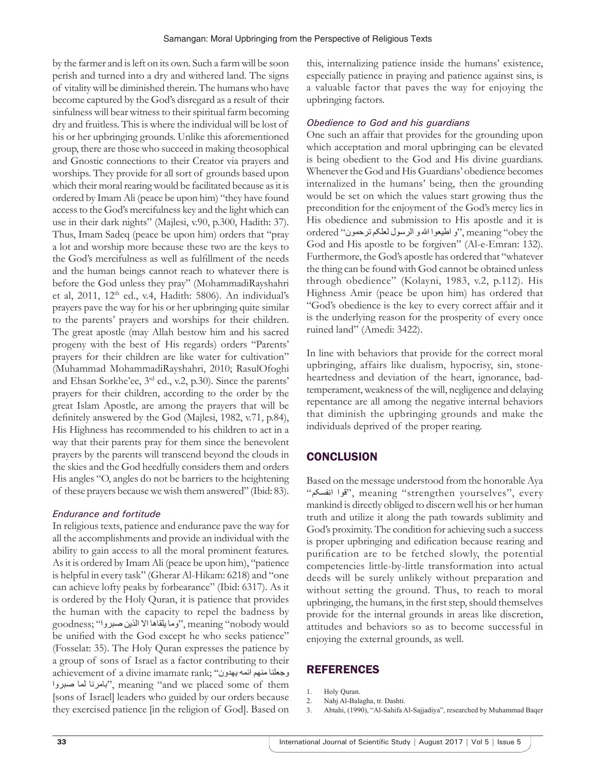by the farmer and is left on its own. Such a farm will be soon perish and turned into a dry and withered land. The signs of vitality will be diminished therein. The humans who have become captured by the God's disregard as a result of their sinfulness will bear witness to their spiritual farm becoming dry and fruitless. This is where the individual will be lost of his or her upbringing grounds. Unlike this aforementioned group, there are those who succeed in making theosophical and Gnostic connections to their Creator via prayers and worships. They provide for all sort of grounds based upon which their moral rearing would be facilitated because as it is ordered by Imam Ali (peace be upon him) "they have found access to the God's mercifulness key and the light which can use in their dark nights" (Majlesi, v.90, p.300, Hadith: 37). Thus, Imam Sadeq (peace be upon him) orders that "pray a lot and worship more because these two are the keys to the God's mercifulness as well as fulfillment of the needs and the human beings cannot reach to whatever there is before the God unless they pray" (MohammadiRayshahri et al, 2011, 12th ed., v.4, Hadith: 5806). An individual's prayers pave the way for his or her upbringing quite similar to the parents' prayers and worships for their children. The great apostle (may Allah bestow him and his sacred progeny with the best of His regards) orders "Parents' prayers for their children are like water for cultivation" (Muhammad MohammadiRayshahri, 2010; RasulOfoghi and Ehsan Sorkhe'ee, 3rd ed., v.2, p.30). Since the parents' prayers for their children, according to the order by the great Islam Apostle, are among the prayers that will be definitely answered by the God (Majlesi, 1982, v.71, p.84), His Highness has recommended to his children to act in a way that their parents pray for them since the benevolent prayers by the parents will transcend beyond the clouds in the skies and the God heedfully considers them and orders His angles "O, angles do not be barriers to the heightening of these prayers because we wish them answered" (Ibid: 83).

### *Endurance and fortitude*

In religious texts, patience and endurance pave the way for all the accomplishments and provide an individual with the ability to gain access to all the moral prominent features. As it is ordered by Imam Ali (peace be upon him), "patience is helpful in every task" (Gherar Al-Hikam: 6218) and "one can achieve lofty peaks by forbearance" (Ibid: 6317). As it is ordered by the Holy Quran, it is patience that provides the human with the capacity to repel the badness by goodness; "وما يلقاها الا الذين صبروا", meaning "nobody would be unified with the God except he who seeks patience" (Fosselat: 35). The Holy Quran expresses the patience by a group of sons of Israel as a factor contributing to their achievement of a divine imamate rank; "وجعلنا منهم ائمه يهدون بامرنا لما صبروا", meaning "and we placed some of them [sons of Israel] leaders who guided by our orders because they exercised patience [in the religion of God]. Based on this, internalizing patience inside the humans' existence, especially patience in praying and patience against sins, is a valuable factor that paves the way for enjoying the upbringing factors.

### *Obedience to God and his guardians*

One such an affair that provides for the grounding upon which acceptation and moral upbringing can be elevated is being obedient to the God and His divine guardians. Whenever the God and His Guardians' obedience becomes internalized in the humans' being, then the grounding would be set on which the values start growing thus the precondition for the enjoyment of the God's mercy lies in His obedience and submission to His apostle and it is ordered "و اطيعوا الله و الرسول لعلكم ترحمون", meaning "obey the God and His apostle to be forgiven" (Al-e-Emran: 132). Furthermore, the God's apostle has ordered that "whatever the thing can be found with God cannot be obtained unless through obedience" (Kolayni, 1983, v.2, p.112). His Highness Amir (peace be upon him) has ordered that "God's obedience is the key to every correct affair and it is the underlying reason for the prosperity of every once ruined land" (Amedi: 3422).

In line with behaviors that provide for the correct moral upbringing, affairs like dualism, hypocrisy, sin, stone-heartedness and deviation of the heart, ignorance, bad-temperament, weakness of the will, negligence and delaying repentance are all among the negative internal behaviors that diminish the upbringing grounds and make the individuals deprived of the proper rearing.

## CONCLUSION

Based on the message understood from the honorable Aya "قوا انفسكم", meaning "strengthen yourselves", every mankind is directly obliged to discern well his or her human truth and utilize it along the path towards sublimity and God's proximity. The condition for achieving such a success is proper upbringing and edification because rearing and purification are to be fetched slowly, the potential competencies little-by-little transformation into actual deeds will be surely unlikely without preparation and without setting the ground. Thus, to reach to moral upbringing, the humans, in the first step, should themselves provide for the internal grounds in areas like discretion, attitudes and behaviors so as to become successful in enjoying the external grounds, as well.

## REFERENCES

1. Holy Quran.
2. Nahj Al-Balagha, tr. Dashti.
3. Abtahi, (1990), "Al-Sahifa Al-Sajjadiya", researched by Muhammad Baqer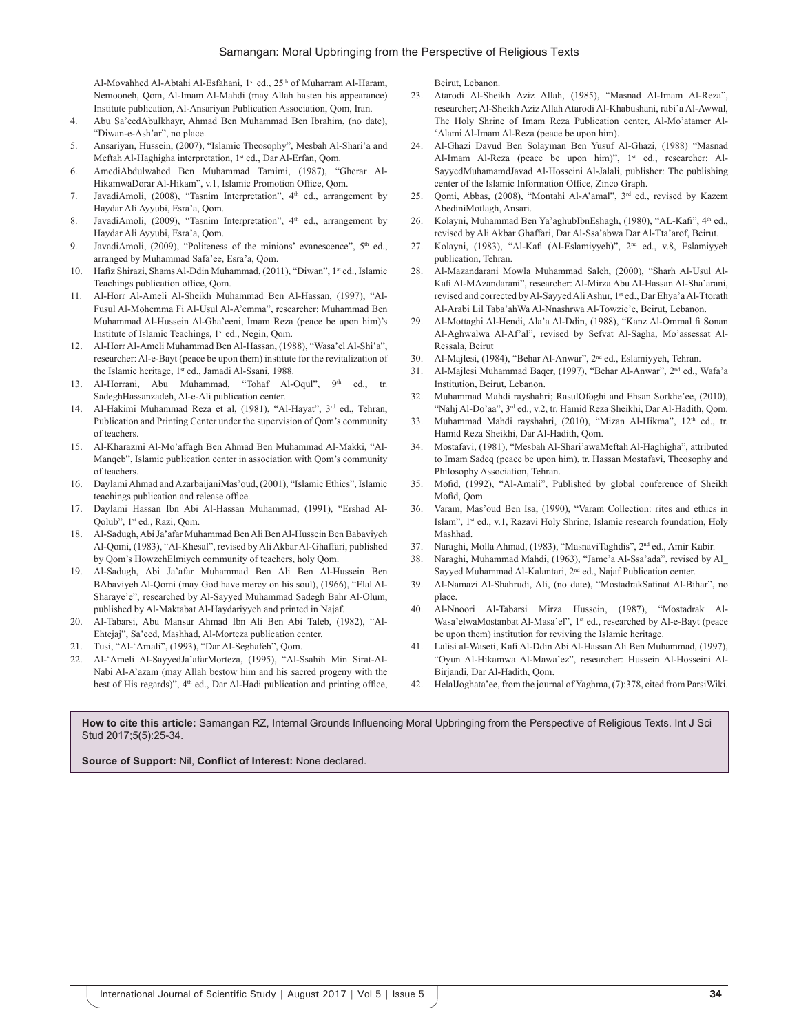Al-Movahhed Al-Abtahi Al-Esfahani, 1st ed., 25th of Muharram Al-Haram, Nemooneh, Qom, Al-Imam Al-Mahdi (may Allah hasten his appearance) Institute publication, Al-Ansariyan Publication Association, Qom, Iran.

4. Abu Sa'eedAbulkhayr, Ahmad Ben Muhammad Ben Ibrahim, (no date), "Diwan-e-Ash'ar", no place.
5. Ansariyan, Hussein, (2007), "Islamic Theosophy", Mesbah Al-Shari'a and Meftah Al-Haghigha interpretation, 1st ed., Dar Al-Erfan, Qom.
6. AmediAbdulwahed Ben Muhammad Tamimi, (1987), "Gherar Al-HikamwaDorar Al-Hikam", v.1, Islamic Promotion Office, Qom.
7. JavadiAmoli, (2008), "Tasnim Interpretation", 4th ed., arrangement by Haydar Ali Ayyubi, Esra'a, Qom.
8. JavadiAmoli, (2009), "Tasnim Interpretation", 4th ed., arrangement by Haydar Ali Ayyubi, Esra'a, Qom.
9. JavadiAmoli, (2009), "Politeness of the minions' evanescence", 5th ed., arranged by Muhammad Safa'ee, Esra'a, Qom.
10. Hafiz Shirazi, Shams Al-Ddin Muhammad, (2011), "Diwan", 1st ed., Islamic Teachings publication office, Qom.
11. Al-Horr Al-Ameli Al-Sheikh Muhammad Ben Al-Hassan, (1997), "Al-Fusul Al-Mohemma Fi Al-Usul Al-A'emma", researcher: Muhammad Ben Muhammad Al-Hussein Al-Gha'eeni, Imam Reza (peace be upon him)'s Institute of Islamic Teachings, 1st ed., Negin, Qom.
12. Al-Horr Al-Ameli Muhammad Ben Al-Hassan, (1988), "Wasa'el Al-Shi'a", researcher: Al-e-Bayt (peace be upon them) institute for the revitalization of the Islamic heritage, 1st ed., Jamadi Al-Ssani, 1988.
13. Al-Horrani, Abu Muhammad, "Tohaf Al-Oqul", 9th ed., tr. SadeghHassanzadeh, Al-e-Ali publication center.
14. Al-Hakimi Muhammad Reza et al, (1981), "Al-Hayat", 3rd ed., Tehran, Publication and Printing Center under the supervision of Qom's community of teachers.
15. Al-Kharazmi Al-Mo'affagh Ben Ahmad Ben Muhammad Al-Makki, "Al-Manqeb", Islamic publication center in association with Qom's community of teachers.
16. Daylami Ahmad and AzarbaijaniMas'oud, (2001), "Islamic Ethics", Islamic teachings publication and release office.
17. Daylami Hassan Ibn Abi Al-Hassan Muhammad, (1991), "Ershad Al-Qolub", 1st ed., Razi, Qom.
18. Al-Sadugh, Abi Ja'afar Muhammad Ben Ali Ben Al-Hussein Ben Babaviyeh Al-Qomi, (1983), "Al-Khesal", revised by Ali Akbar Al-Ghaffari, published by Qom's HowzehElmiyeh community of teachers, holy Qom.
19. Al-Sadugh, Abi Ja'afar Muhammad Ben Ali Ben Al-Hussein Ben BAbaviyeh Al-Qomi (may God have mercy on his soul), (1966), "Elal Al-Sharaye'e", researched by Al-Sayyed Muhammad Sadegh Bahr Al-Olum, published by Al-Maktabat Al-Haydariyyeh and printed in Najaf.
20. Al-Tabarsi, Abu Mansur Ahmad Ibn Ali Ben Abi Taleb, (1982), "Al-Ehtejaj", Sa'eed, Mashhad, Al-Morteza publication center.
21. Tusi, "Al-'Amali", (1993), "Dar Al-Seghafeh", Qom.
22. Al-'Ameli Al-SayyedJa'afarMorteza, (1995), "Al-Ssahih Min Sirat-Al-Nabi Al-A'azam (may Allah bestow him and his sacred progeny with the best of His regards)", 4th ed., Dar Al-Hadi publication and printing office, Beirut, Lebanon.
23. Atarodi Al-Sheikh Aziz Allah, (1985), "Masnad Al-Imam Al-Reza", researcher; Al-Sheikh Aziz Allah Atarodi Al-Khabushani, rabi'a Al-Awwal, The Holy Shrine of Imam Reza Publication center, Al-Mo'atamer Al-'Alami Al-Imam Al-Reza (peace be upon him).
24. Al-Ghazi Davud Ben Solayman Ben Yusuf Al-Ghazi, (1988) "Masnad Al-Imam Al-Reza (peace be upon him)", 1st ed., researcher: Al-SayyedMuhamamdJavad Al-Hosseini Al-Jalali, publisher: The publishing center of the Islamic Information Office, Zinco Graph.
25. Qomi, Abbas, (2008), "Montahi Al-A'amal", 3rd ed., revised by Kazem AbediniMotlagh, Ansari.
26. Kolayni, Muhammad Ben Ya'aghubIbnEshagh, (1980), "AL-Kafi", 4th ed., revised by Ali Akbar Ghaffari, Dar Al-Ssa'abwa Dar Al-Tta'arof, Beirut.
27. Kolayni, (1983), "Al-Kafi (Al-Eslamiyyeh)", 2nd ed., v.8, Eslamiyyeh publication, Tehran.
28. Al-Mazandarani Mowla Muhammad Saleh, (2000), "Sharh Al-Usul Al-Kafi Al-MAzandarani", researcher: Al-Mirza Abu Al-Hassan Al-Sha'arani, revised and corrected by Al-Sayyed Ali Ashur, 1st ed., Dar Ehya'a Al-Ttorath Al-Arabi Lil Taba'ahWa Al-Nnashrwa Al-Towzie'e, Beirut, Lebanon.
29. Al-Mottaghi Al-Hendi, Ala'a Al-Ddin, (1988), "Kanz Al-Ommal fi Sonan Al-Aghwalwa Al-Af'al", revised by Sefvat Al-Sagha, Mo'assessat Al-Ressala, Beirut
30. Al-Majlesi, (1984), "Behar Al-Anwar", 2nd ed., Eslamiyyeh, Tehran.
31. Al-Majlesi Muhammad Baqer, (1997), "Behar Al-Anwar", 2nd ed., Wafa'a Institution, Beirut, Lebanon.
32. Muhammad Mahdi rayshahri; RasulOfoghi and Ehsan Sorkhe'ee, (2010), "Nahj Al-Do'aa", 3rd ed., v.2, tr. Hamid Reza Sheikhi, Dar Al-Hadith, Qom.
33. Muhammad Mahdi rayshahri, (2010), "Mizan Al-Hikma", 12th ed., tr. Hamid Reza Sheikhi, Dar Al-Hadith, Qom.
34. Mostafavi, (1981), "Mesbah Al-Shari'awaMeftah Al-Haghigha", attributed to Imam Sadeq (peace be upon him), tr. Hassan Mostafavi, Theosophy and Philosophy Association, Tehran.
35. Mofid, (1992), "Al-Amali", Published by global conference of Sheikh Mofid, Qom.
36. Varam, Mas'oud Ben Isa, (1990), "Varam Collection: rites and ethics in Islam", 1st ed., v.1, Razavi Holy Shrine, Islamic research foundation, Holy Mashhad.
37. Naraghi, Molla Ahmad, (1983), "MasnaviTaghdis", 2nd ed., Amir Kabir.
38. Naraghi, Muhammad Mahdi, (1963), "Jame'a Al-Ssa'ada", revised by Al_ Sayyed Muhammad Al-Kalantari, 2nd ed., Najaf Publication center.
39. Al-Namazi Al-Shahrudi, Ali, (no date), "MostadrakSafinat Al-Bihar", no place.
40. Al-Nnoori Al-Tabarsi Mirza Hussein, (1987), "Mostadrak Al-Wasa'elwaMostanbat Al-Masa'el", 1st ed., researched by Al-e-Bayt (peace be upon them) institution for reviving the Islamic heritage.
41. Lalisi al-Waseti, Kafi Al-Ddin Abi Al-Hassan Ali Ben Muhammad, (1997), "Oyun Al-Hikamwa Al-Mawa'ez", researcher: Hussein Al-Hosseini Al-Birjandi, Dar Al-Hadith, Qom.
42. HelalJoghata'ee, from the journal of Yaghma, (7):378, cited from ParsiWiki.

**How to cite this article:** Samangan RZ, Internal Grounds Influencing Moral Upbringing from the Perspective of Religious Texts. Int J Sci Stud 2017;5(5):25-34.

**Source of Support:** Nil, **Conflict of Interest:** None declared.